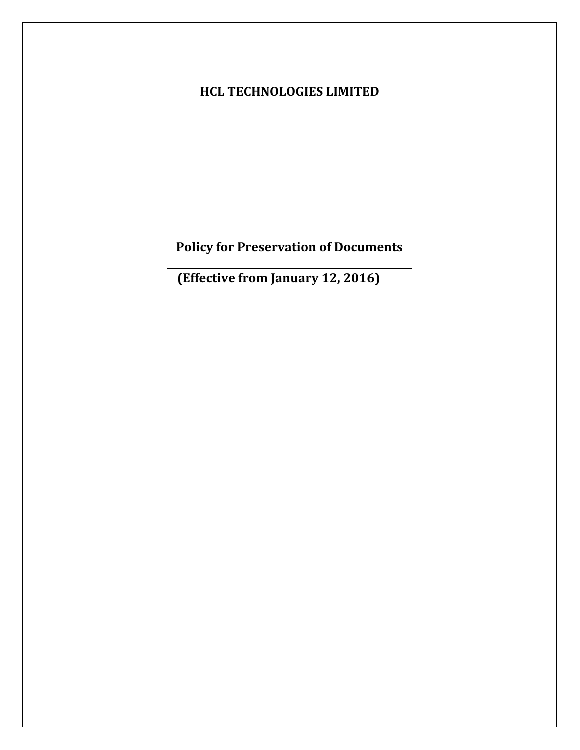# HCL TECHNOLOGIES LIMITED

## Policy for Preservation of Documents

**(Effective from January 12, 2016)**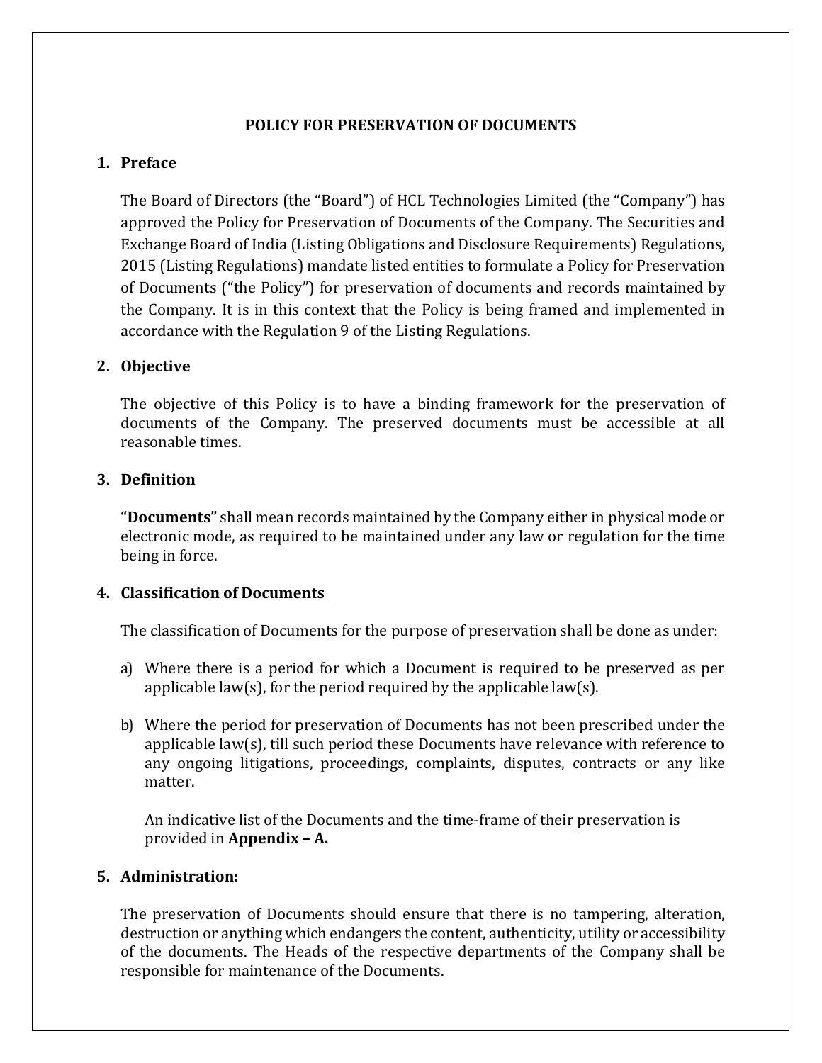# POLICY FOR PRESERVATION OF DOCUMENTS

## 1. Preface

The Board of Directors (the "Board") of HCL Technologies Limited (the "Company") has approved the Policy for Preservation of Documents of the Company. The Securities and Exchange Board of India (Listing Obligations and Disclosure Requirements) Regulations, 2015 (Listing Regulations) mandate listed entities to formulate a Policy for Preservation of Documents ("the Policy") for preservation of documents and records maintained by the Company. It is in this context that the Policy is being framed and implemented in accordance with the Regulation 9 of the Listing Regulations.

## 2. Objective

The objective of this Policy is to have a binding framework for the preservation of documents of the Company. The preserved documents must be accessible at all reasonable times.

## 3. Definition

**"Documents"** shall mean records maintained by the Company either in physical mode or electronic mode, as required to be maintained under any law or regulation for the time being in force.

## 4. Classification of Documents

The classification of Documents for the purpose of preservation shall be done as under:

a) Where there is a period for which a Document is required to be preserved as per applicable law(s), for the period required by the applicable law(s).

b) Where the period for preservation of Documents has not been prescribed under the applicable law(s), till such period these Documents have relevance with reference to any ongoing litigations, proceedings, complaints, disputes, contracts or any like matter.

   An indicative list of the Documents and the time-frame of their preservation is provided in **Appendix – A.**

## 5. Administration:

The preservation of Documents should ensure that there is no tampering, alteration, destruction or anything which endangers the content, authenticity, utility or accessibility of the documents. The Heads of the respective departments of the Company shall be responsible for maintenance of the Documents.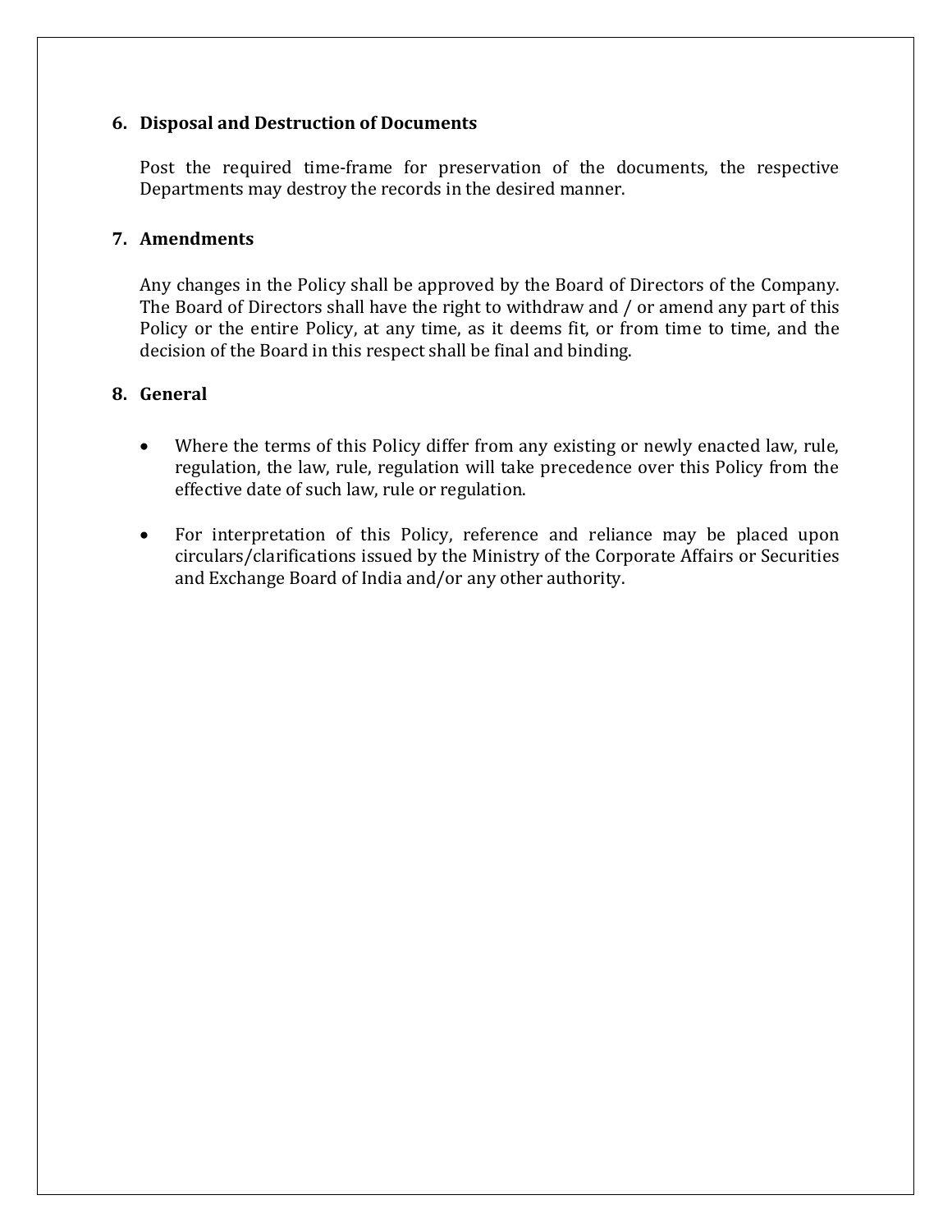## 6. Disposal and Destruction of Documents

Post the required time-frame for preservation of the documents, the respective Departments may destroy the records in the desired manner.

## 7. Amendments

Any changes in the Policy shall be approved by the Board of Directors of the Company. The Board of Directors shall have the right to withdraw and / or amend any part of this Policy or the entire Policy, at any time, as it deems fit, or from time to time, and the decision of the Board in this respect shall be final and binding.

## 8. General

- Where the terms of this Policy differ from any existing or newly enacted law, rule, regulation, the law, rule, regulation will take precedence over this Policy from the effective date of such law, rule or regulation.

- For interpretation of this Policy, reference and reliance may be placed upon circulars/clarifications issued by the Ministry of the Corporate Affairs or Securities and Exchange Board of India and/or any other authority.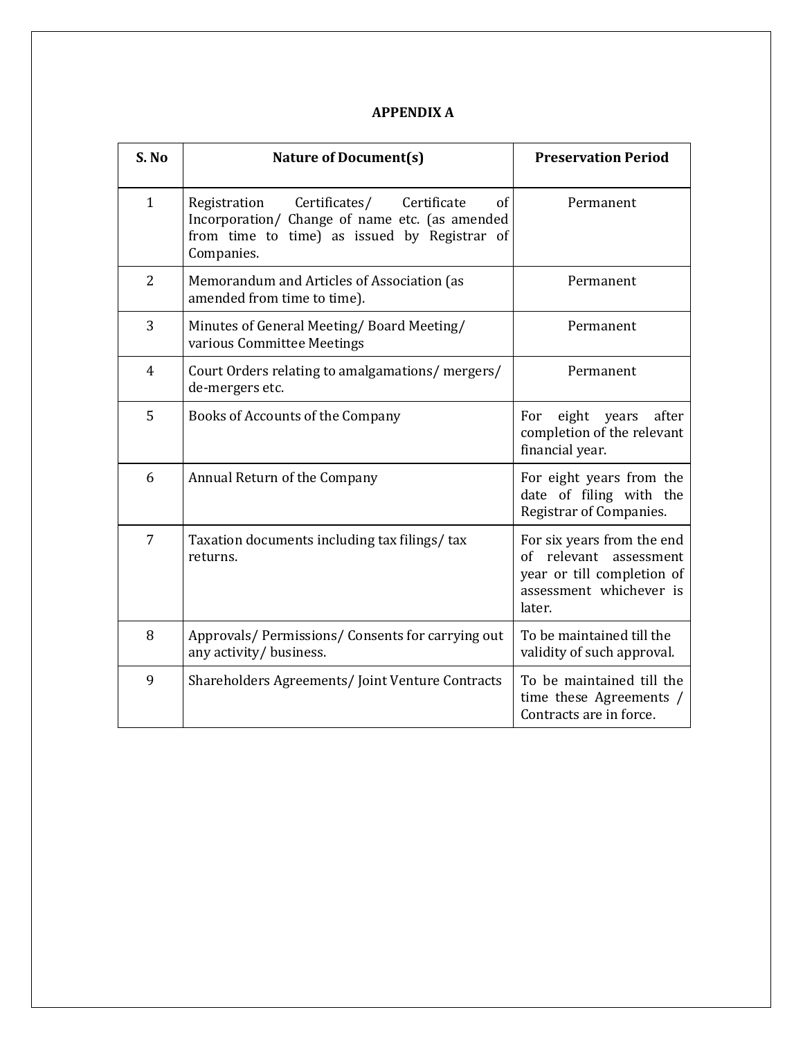## APPENDIX A

| S. No | Nature of Document(s) | Preservation Period |
|---|---|---|
| 1 | Registration Certificates/ Certificate of Incorporation/ Change of name etc. (as amended from time to time) as issued by Registrar of Companies. | Permanent |
| 2 | Memorandum and Articles of Association (as amended from time to time). | Permanent |
| 3 | Minutes of General Meeting/ Board Meeting/ various Committee Meetings | Permanent |
| 4 | Court Orders relating to amalgamations/ mergers/ de-mergers etc. | Permanent |
| 5 | Books of Accounts of the Company | For eight years after completion of the relevant financial year. |
| 6 | Annual Return of the Company | For eight years from the date of filing with the Registrar of Companies. |
| 7 | Taxation documents including tax filings/ tax returns. | For six years from the end of relevant assessment year or till completion of assessment whichever is later. |
| 8 | Approvals/ Permissions/ Consents for carrying out any activity/ business. | To be maintained till the validity of such approval. |
| 9 | Shareholders Agreements/ Joint Venture Contracts | To be maintained till the time these Agreements / Contracts are in force. |